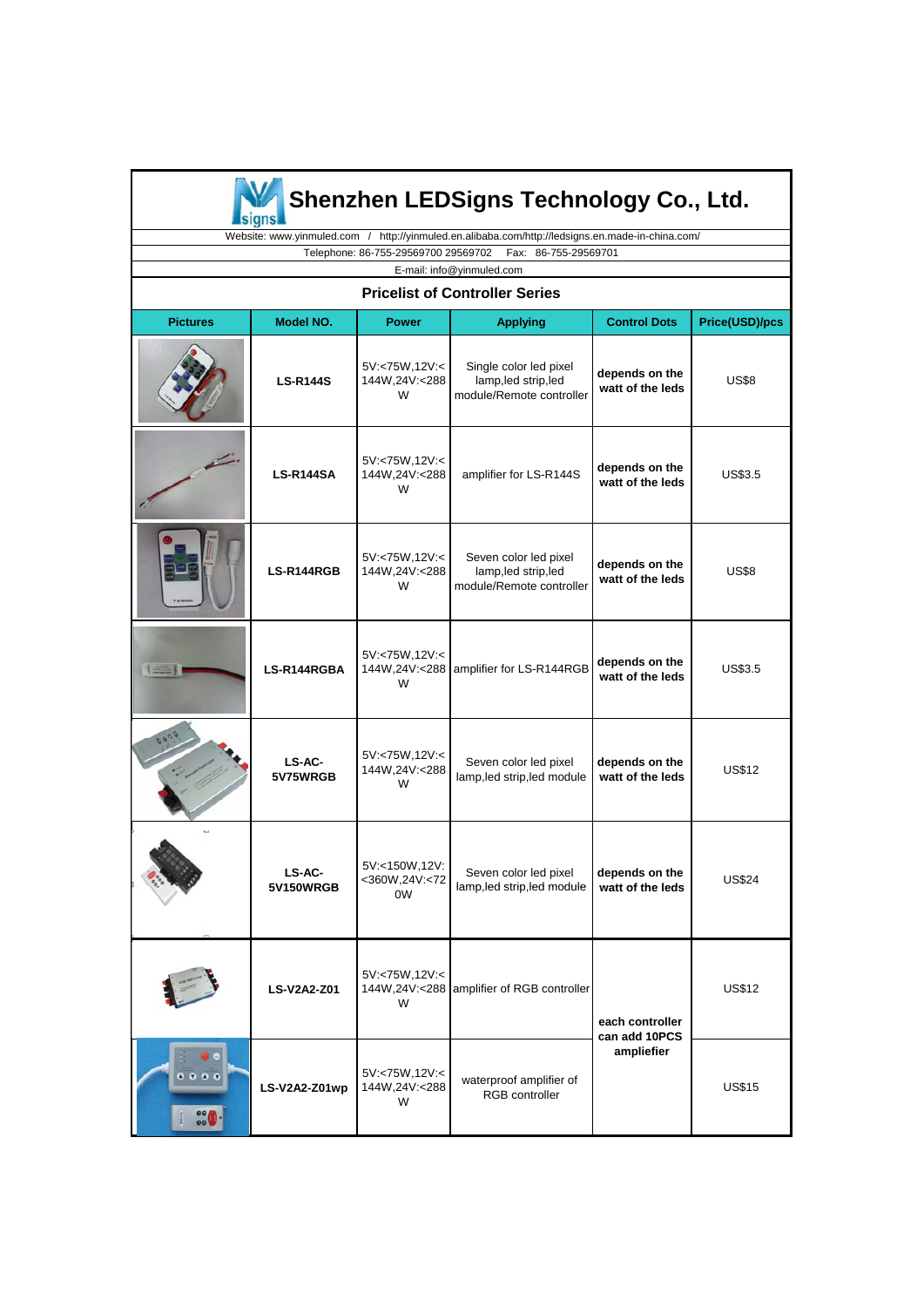# Shenzhen LEDSigns Technology Co., Ltd.

Website: www.yinmuled.com / http://yinmuled.en.alibaba.com/http://ledsigns.en.made-in-china.com/

Telephone: 86-755-29569700 29569702 Fax: 86-755-29569701

E-mail: info@yinmuled.com

## Pricelist of Controller Series

| Pictures | Model NO. | Power | Applying | Control Dots | Price(USD)/pcs |
|---|---|---|---|---|---|
| | **LS-R144S** | 5V:<75W,12V:<144W,24V:<288W | Single color led pixel lamp,led strip,led module/Remote controller | **depends on the watt of the leds** | US$8 |
| | **LS-R144SA** | 5V:<75W,12V:<144W,24V:<288W | amplifier for LS-R144S | **depends on the watt of the leds** | US$3.5 |
| | **LS-R144RGB** | 5V:<75W,12V:<144W,24V:<288W | Seven color led pixel lamp,led strip,led module/Remote controller | **depends on the watt of the leds** | US$8 |
| | **LS-R144RGBA** | 5V:<75W,12V:<144W,24V:<288W | amplifier for LS-R144RGB | **depends on the watt of the leds** | US$3.5 |
| | **LS-AC-5V75WRGB** | 5V:<75W,12V:<144W,24V:<288W | Seven color led pixel lamp,led strip,led module | **depends on the watt of the leds** | US$12 |
| | **LS-AC-5V150WRGB** | 5V:<150W,12V:<360W,24V:<720W | Seven color led pixel lamp,led strip,led module | **depends on the watt of the leds** | US$24 |
| | **LS-V2A2-Z01** | 5V:<75W,12V:<144W,24V:<288W | amplifier of RGB controller | **each controller can add 10PCS ampliefier** | US$12 |
| | **LS-V2A2-Z01wp** | 5V:<75W,12V:<144W,24V:<288W | waterproof amplifier of RGB controller | | US$15 |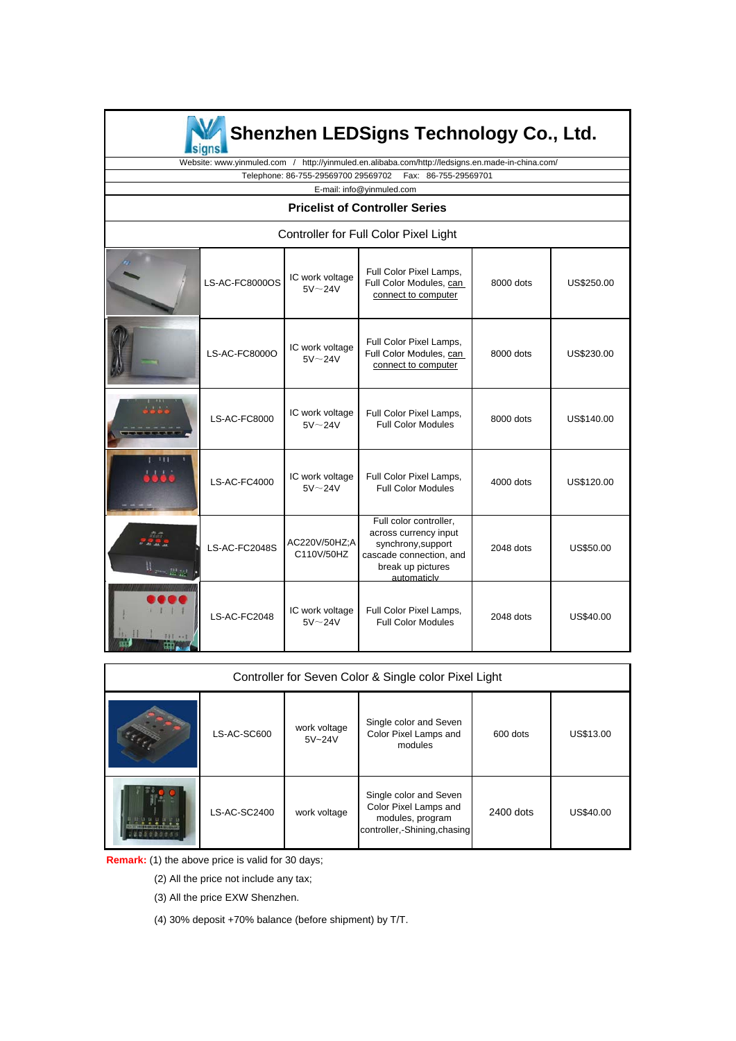# Shenzhen LEDSigns Technology Co., Ltd.

Website: www.yinmuled.com / http://yinmuled.en.alibaba.com/http://ledsigns.en.made-in-china.com/

Telephone: 86-755-29569700 29569702 Fax: 86-755-29569701

E-mail: info@yinmuled.com

## Pricelist of Controller Series

### Controller for Full Color Pixel Light

| | | | | | |
|---|---|---|---|---|---|
| | LS-AC-FC8000OS | IC work voltage 5V~24V | Full Color Pixel Lamps, Full Color Modules, can connect to computer | 8000 dots | US$250.00 |
| | LS-AC-FC8000O | IC work voltage 5V~24V | Full Color Pixel Lamps, Full Color Modules, can connect to computer | 8000 dots | US$230.00 |
| | LS-AC-FC8000 | IC work voltage 5V~24V | Full Color Pixel Lamps, Full Color Modules | 8000 dots | US$140.00 |
| | LS-AC-FC4000 | IC work voltage 5V~24V | Full Color Pixel Lamps, Full Color Modules | 4000 dots | US$120.00 |
| | LS-AC-FC2048S | AC220V/50HZ;AC110V/50HZ | Full color controller, across currency input synchrony,support cascade connection, and break up pictures automaticly | 2048 dots | US$50.00 |
| | LS-AC-FC2048 | IC work voltage 5V~24V | Full Color Pixel Lamps, Full Color Modules | 2048 dots | US$40.00 |

### Controller for Seven Color & Single color Pixel Light

| | | | | | |
|---|---|---|---|---|---|
| | LS-AC-SC600 | work voltage 5V~24V | Single color and Seven Color Pixel Lamps and modules | 600 dots | US$13.00 |
| | LS-AC-SC2400 | work voltage | Single color and Seven Color Pixel Lamps and modules, program controller,-Shining,chasing | 2400 dots | US$40.00 |

**Remark:** (1) the above price is valid for 30 days;

(2) All the price not include any tax;

(3) All the price EXW Shenzhen.

(4) 30% deposit +70% balance (before shipment) by T/T.